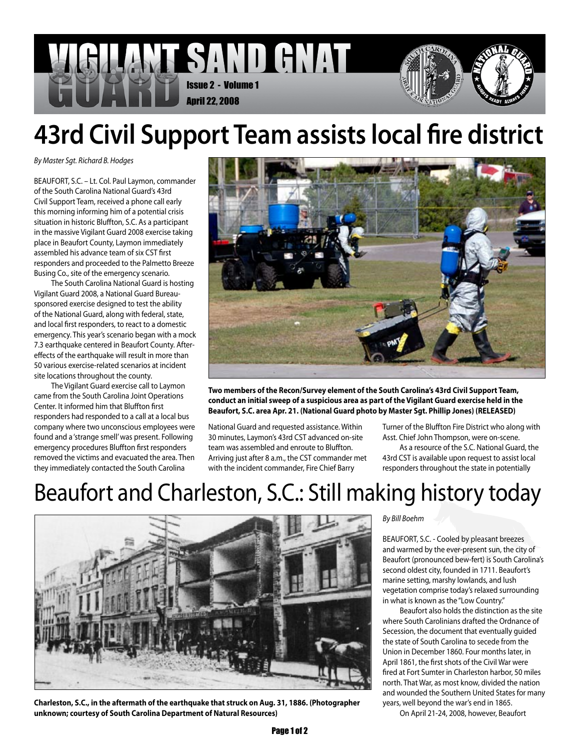# VIGILANT SAND GNAT GUARD

Issue 2 - Volume 1

April 22, 2008

# 43rd Civil Support Team assists local fire district

*By Master Sgt. Richard B. Hodges*

BEAUFORT, S.C. – Lt. Col. Paul Laymon, commander of the South Carolina National Guard's 43rd Civil Support Team, received a phone call early this morning informing him of a potential crisis situation in historic Bluffton, S.C. As a participant in the massive Vigilant Guard 2008 exercise taking place in Beaufort County, Laymon immediately assembled his advance team of six CST first responders and proceeded to the Palmetto Breeze Busing Co., site of the emergency scenario.

The South Carolina National Guard is hosting Vigilant Guard 2008, a National Guard Bureau-sponsored exercise designed to test the ability of the National Guard, along with federal, state, and local first responders, to react to a domestic emergency. This year's scenario began with a mock 7.3 earthquake centered in Beaufort County. After-effects of the earthquake will result in more than 50 various exercise-related scenarios at incident site locations throughout the county.

The Vigilant Guard exercise call to Laymon came from the South Carolina Joint Operations Center. It informed him that Bluffton first responders had responded to a call at a local bus company where two unconscious employees were found and a 'strange smell' was present. Following emergency procedures Bluffton first responders removed the victims and evacuated the area. Then they immediately contacted the South Carolina National Guard and requested assistance. Within 30 minutes, Laymon's 43rd CST advanced on-site team was assembled and enroute to Bluffton. Arriving just after 8 a.m., the CST commander met with the incident commander, Fire Chief Barry Turner of the Bluffton Fire District who along with Asst. Chief John Thompson, were on-scene.

As a resource of the S.C. National Guard, the 43rd CST is available upon request to assist local responders throughout the state in potentially

**Two members of the Recon/Survey element of the South Carolina's 43rd Civil Support Team, conduct an initial sweep of a suspicious area as part of the Vigilant Guard exercise held in the Beaufort, S.C. area Apr. 21. (National Guard photo by Master Sgt. Phillip Jones) (RELEASED)**

# Beaufort and Charleston, S.C.: Still making history today

*By Bill Boehm*

BEAUFORT, S.C. - Cooled by pleasant breezes and warmed by the ever-present sun, the city of Beaufort (pronounced bew-fert) is South Carolina's second oldest city, founded in 1711. Beaufort's marine setting, marshy lowlands, and lush vegetation comprise today's relaxed surrounding in what is known as the "Low Country."

Beaufort also holds the distinction as the site where South Carolinians drafted the Ordnance of Secession, the document that eventually guided the state of South Carolina to secede from the Union in December 1860. Four months later, in April 1861, the first shots of the Civil War were fired at Fort Sumter in Charleston harbor, 50 miles north. That War, as most know, divided the nation and wounded the Southern United States for many years, well beyond the war's end in 1865.

On April 21-24, 2008, however, Beaufort

**Charleston, S.C., in the aftermath of the earthquake that struck on Aug. 31, 1886. (Photographer unknown; courtesy of South Carolina Department of Natural Resources)**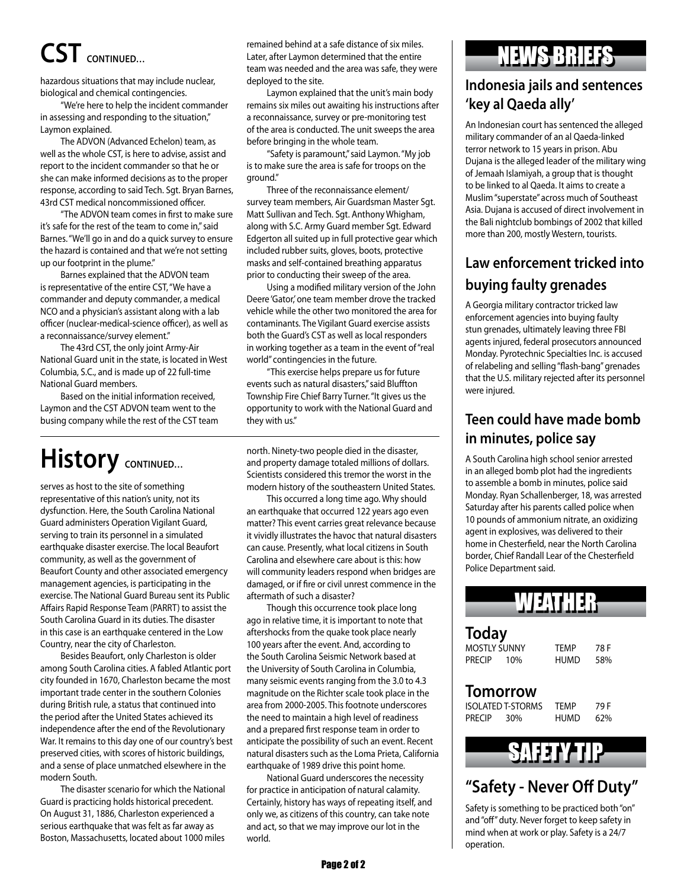# CST CONTINUED...

hazardous situations that may include nuclear, biological and chemical contingencies.

"We're here to help the incident commander in assessing and responding to the situation," Laymon explained.

The ADVON (Advanced Echelon) team, as well as the whole CST, is here to advise, assist and report to the incident commander so that he or she can make informed decisions as to the proper response, according to said Tech. Sgt. Bryan Barnes, 43rd CST medical noncommissioned officer.

"The ADVON team comes in first to make sure it's safe for the rest of the team to come in," said Barnes. "We'll go in and do a quick survey to ensure the hazard is contained and that we're not setting up our footprint in the plume."

Barnes explained that the ADVON team is representative of the entire CST, "We have a commander and deputy commander, a medical NCO and a physician's assistant along with a lab officer (nuclear-medical-science officer), as well as a reconnaissance/survey element."

The 43rd CST, the only joint Army-Air National Guard unit in the state, is located in West Columbia, S.C., and is made up of 22 full-time National Guard members.

Based on the initial information received, Laymon and the CST ADVON team went to the busing company while the rest of the CST team remained behind at a safe distance of six miles. Later, after Laymon determined that the entire team was needed and the area was safe, they were deployed to the site.

Laymon explained that the unit's main body remains six miles out awaiting his instructions after a reconnaissance, survey or pre-monitoring test of the area is conducted. The unit sweeps the area before bringing in the whole team.

"Safety is paramount," said Laymon. "My job is to make sure the area is safe for troops on the ground."

Three of the reconnaissance element/survey team members, Air Guardsman Master Sgt. Matt Sullivan and Tech. Sgt. Anthony Whigham, along with S.C. Army Guard member Sgt. Edward Edgerton all suited up in full protective gear which included rubber suits, gloves, boots, protective masks and self-contained breathing apparatus prior to conducting their sweep of the area.

Using a modified military version of the John Deere 'Gator,' one team member drove the tracked vehicle while the other two monitored the area for contaminants. The Vigilant Guard exercise assists both the Guard's CST as well as local responders in working together as a team in the event of "real world" contingencies in the future.

"This exercise helps prepare us for future events such as natural disasters," said Bluffton Township Fire Chief Barry Turner. "It gives us the opportunity to work with the National Guard and they with us."

# History CONTINUED...

serves as host to the site of something representative of this nation's unity, not its dysfunction. Here, the South Carolina National Guard administers Operation Vigilant Guard, serving to train its personnel in a simulated earthquake disaster exercise. The local Beaufort community, as well as the government of Beaufort County and other associated emergency management agencies, is participating in the exercise. The National Guard Bureau sent its Public Affairs Rapid Response Team (PARRT) to assist the South Carolina Guard in its duties. The disaster in this case is an earthquake centered in the Low Country, near the city of Charleston.

Besides Beaufort, only Charleston is older among South Carolina cities. A fabled Atlantic port city founded in 1670, Charleston became the most important trade center in the southern Colonies during British rule, a status that continued into the period after the United States achieved its independence after the end of the Revolutionary War. It remains to this day one of our country's best preserved cities, with scores of historic buildings, and a sense of place unmatched elsewhere in the modern South.

The disaster scenario for which the National Guard is practicing holds historical precedent. On August 31, 1886, Charleston experienced a serious earthquake that was felt as far away as Boston, Massachusetts, located about 1000 miles north. Ninety-two people died in the disaster, and property damage totaled millions of dollars. Scientists considered this tremor the worst in the modern history of the southeastern United States.

This occurred a long time ago. Why should an earthquake that occurred 122 years ago even matter? This event carries great relevance because it vividly illustrates the havoc that natural disasters can cause. Presently, what local citizens in South Carolina and elsewhere care about is this: how will community leaders respond when bridges are damaged, or if fire or civil unrest commence in the aftermath of such a disaster?

Though this occurrence took place long ago in relative time, it is important to note that aftershocks from the quake took place nearly 100 years after the event. And, according to the South Carolina Seismic Network based at the University of South Carolina in Columbia, many seismic events ranging from the 3.0 to 4.3 magnitude on the Richter scale took place in the area from 2000-2005. This footnote underscores the need to maintain a high level of readiness and a prepared first response team in order to anticipate the possibility of such an event. Recent natural disasters such as the Loma Prieta, California earthquake of 1989 drive this point home.

National Guard underscores the necessity for practice in anticipation of natural calamity. Certainly, history has ways of repeating itself, and only we, as citizens of this country, can take note and act, so that we may improve our lot in the world.

# NEWS BRIEFS

## Indonesia jails and sentences 'key al Qaeda ally'

An Indonesian court has sentenced the alleged military commander of an al Qaeda-linked terror network to 15 years in prison. Abu Dujana is the alleged leader of the military wing of Jemaah Islamiyah, a group that is thought to be linked to al Qaeda. It aims to create a Muslim "superstate" across much of Southeast Asia. Dujana is accused of direct involvement in the Bali nightclub bombings of 2002 that killed more than 200, mostly Western, tourists.

## Law enforcement tricked into buying faulty grenades

A Georgia military contractor tricked law enforcement agencies into buying faulty stun grenades, ultimately leaving three FBI agents injured, federal prosecutors announced Monday. Pyrotechnic Specialties Inc. is accused of relabeling and selling "flash-bang" grenades that the U.S. military rejected after its personnel were injured.

## Teen could have made bomb in minutes, police say

A South Carolina high school senior arrested in an alleged bomb plot had the ingredients to assemble a bomb in minutes, police said Monday. Ryan Schallenberger, 18, was arrested Saturday after his parents called police when 10 pounds of ammonium nitrate, an oxidizing agent in explosives, was delivered to their home in Chesterfield, near the North Carolina border, Chief Randall Lear of the Chesterfield Police Department said.

# WEATHER

## Today

| | | | |
|---|---|---|---|
| MOSTLY SUNNY | | TEMP | 78 F |
| PRECIP | 10% | HUMD | 58% |

## Tomorrow

| | | | |
|---|---|---|---|
| ISOLATED T-STORMS | | TEMP | 79 F |
| PRECIP | 30% | HUMD | 62% |

# SAFETY TIP

## "Safety - Never Off Duty"

Safety is something to be practiced both "on" and "off" duty. Never forget to keep safety in mind when at work or play. Safety is a 24/7 operation.